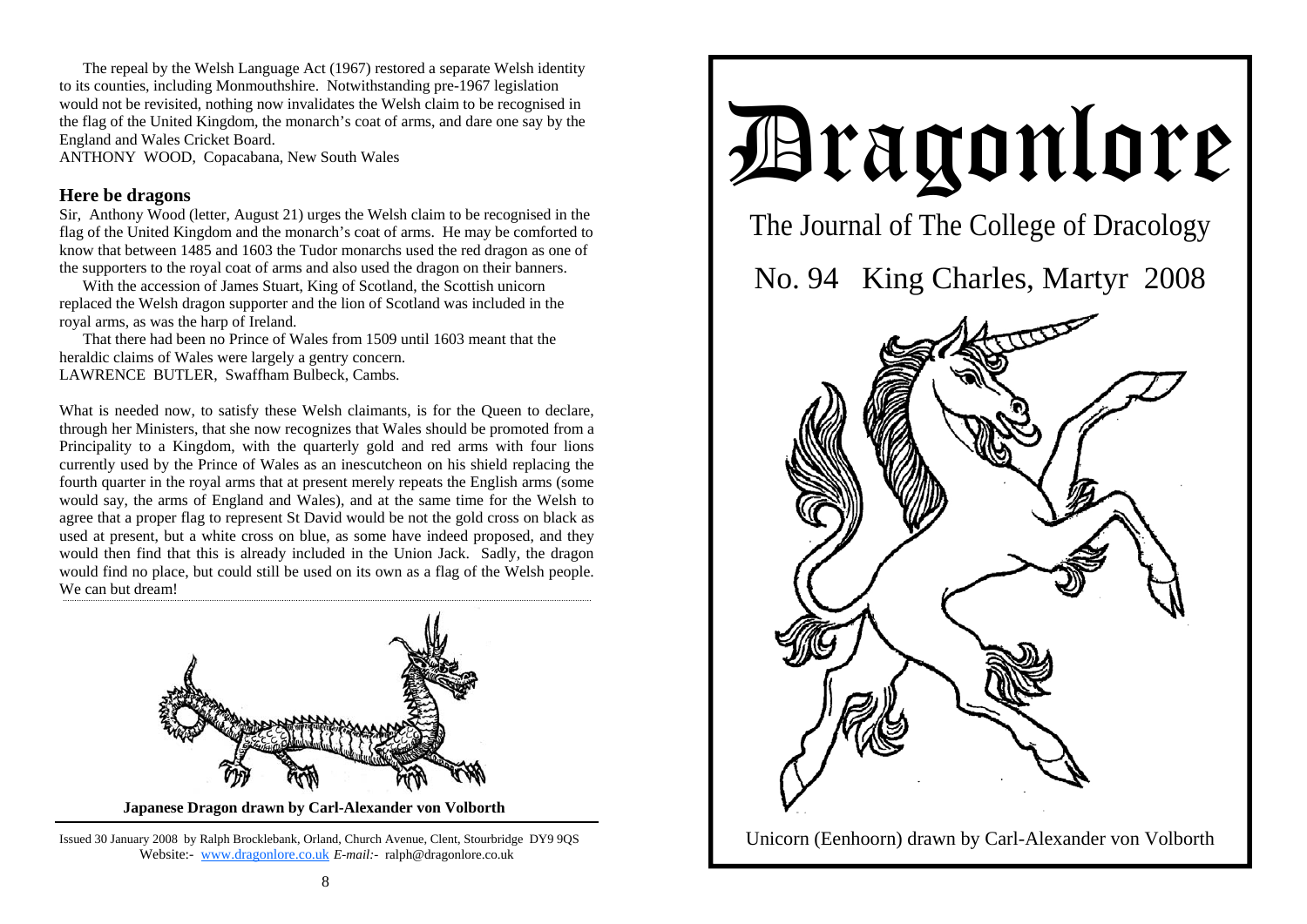The repeal by the Welsh Language Act (1967) restored a separate Welsh identity to its counties, including Monmouthshire. Notwithstanding pre-1967 legislation would not be revisited, nothing now invalidates the Welsh claim to be recognised in the flag of the United Kingdom, the monarch's coat of arms, and dare one say by the England and Wales Cricket Board.
ANTHONY WOOD, Copacabana, New South Wales

## Here be dragons

Sir, Anthony Wood (letter, August 21) urges the Welsh claim to be recognised in the flag of the United Kingdom and the monarch's coat of arms. He may be comforted to know that between 1485 and 1603 the Tudor monarchs used the red dragon as one of the supporters to the royal coat of arms and also used the dragon on their banners.

With the accession of James Stuart, King of Scotland, the Scottish unicorn replaced the Welsh dragon supporter and the lion of Scotland was included in the royal arms, as was the harp of Ireland.

That there had been no Prince of Wales from 1509 until 1603 meant that the heraldic claims of Wales were largely a gentry concern.
LAWRENCE BUTLER, Swaffham Bulbeck, Cambs.

What is needed now, to satisfy these Welsh claimants, is for the Queen to declare, through her Ministers, that she now recognizes that Wales should be promoted from a Principality to a Kingdom, with the quarterly gold and red arms with four lions currently used by the Prince of Wales as an inescutcheon on his shield replacing the fourth quarter in the royal arms that at present merely repeats the English arms (some would say, the arms of England and Wales), and at the same time for the Welsh to agree that a proper flag to represent St David would be not the gold cross on black as used at present, but a white cross on blue, as some have indeed proposed, and they would then find that this is already included in the Union Jack. Sadly, the dragon would find no place, but could still be used on its own as a flag of the Welsh people. We can but dream!

**Japanese Dragon drawn by Carl-Alexander von Volborth**

Issued 30 January 2008 by Ralph Brocklebank, Orland, Church Avenue, Clent, Stourbridge DY9 9QS
Website:- www.dragonlore.co.uk *E-mail:-* ralph@dragonlore.co.uk

# Dragonlore

## The Journal of The College of Dracology

## No. 94 King Charles, Martyr 2008

Unicorn (Eenhoorn) drawn by Carl-Alexander von Volborth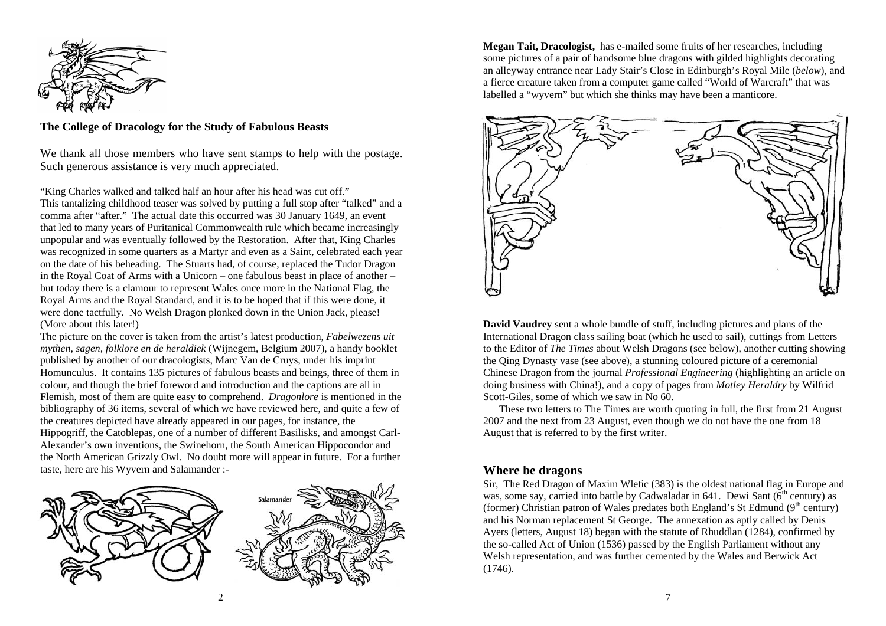**The College of Dracology for the Study of Fabulous Beasts**

We thank all those members who have sent stamps to help with the postage. Such generous assistance is very much appreciated.

"King Charles walked and talked half an hour after his head was cut off." This tantalizing childhood teaser was solved by putting a full stop after "talked" and a comma after "after." The actual date this occurred was 30 January 1649, an event that led to many years of Puritanical Commonwealth rule which became increasingly unpopular and was eventually followed by the Restoration. After that, King Charles was recognized in some quarters as a Martyr and even as a Saint, celebrated each year on the date of his beheading. The Stuarts had, of course, replaced the Tudor Dragon in the Royal Coat of Arms with a Unicorn – one fabulous beast in place of another – but today there is a clamour to represent Wales once more in the National Flag, the Royal Arms and the Royal Standard, and it is to be hoped that if this were done, it were done tactfully. No Welsh Dragon plonked down in the Union Jack, please! (More about this later!)

The picture on the cover is taken from the artist's latest production, *Fabelwezens uit mythen, sagen, folklore en de heraldiek* (Wijnegem, Belgium 2007), a handy booklet published by another of our dracologists, Marc Van de Cruys, under his imprint Homunculus. It contains 135 pictures of fabulous beasts and beings, three of them in colour, and though the brief foreword and introduction and the captions are all in Flemish, most of them are quite easy to comprehend. *Dragonlore* is mentioned in the bibliography of 36 items, several of which we have reviewed here, and quite a few of the creatures depicted have already appeared in our pages, for instance, the Hippogriff, the Catoblepas, one of a number of different Basilisks, and amongst Carl-Alexander's own inventions, the Swinehorn, the South American Hippocondor and the North American Grizzly Owl. No doubt more will appear in future. For a further taste, here are his Wyvern and Salamander :-

Salamander

**Megan Tait, Dracologist,** has e-mailed some fruits of her researches, including some pictures of a pair of handsome blue dragons with gilded highlights decorating an alleyway entrance near Lady Stair's Close in Edinburgh's Royal Mile (*below*), and a fierce creature taken from a computer game called "World of Warcraft" that was labelled a "wyvern" but which she thinks may have been a manticore.

**David Vaudrey** sent a whole bundle of stuff, including pictures and plans of the International Dragon class sailing boat (which he used to sail), cuttings from Letters to the Editor of *The Times* about Welsh Dragons (see below), another cutting showing the Qing Dynasty vase (see above), a stunning coloured picture of a ceremonial Chinese Dragon from the journal *Professional Engineering* (highlighting an article on doing business with China!), and a copy of pages from *Motley Heraldry* by Wilfrid Scott-Giles, some of which we saw in No 60.

These two letters to The Times are worth quoting in full, the first from 21 August 2007 and the next from 23 August, even though we do not have the one from 18 August that is referred to by the first writer.

## Where be dragons

Sir, The Red Dragon of Maxim Wletic (383) is the oldest national flag in Europe and was, some say, carried into battle by Cadwaladar in 641. Dewi Sant (6th century) as (former) Christian patron of Wales predates both England's St Edmund (9th century) and his Norman replacement St George. The annexation as aptly called by Denis Ayers (letters, August 18) began with the statute of Rhuddlan (1284), confirmed by the so-called Act of Union (1536) passed by the English Parliament without any Welsh representation, and was further cemented by the Wales and Berwick Act (1746).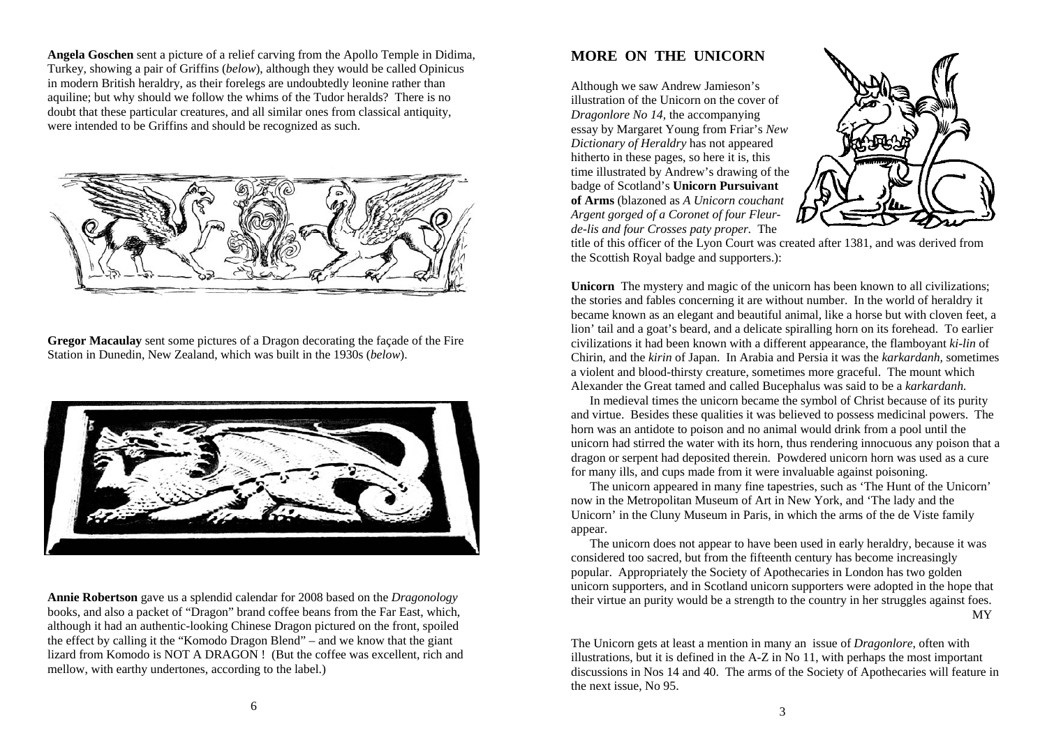**Angela Goschen** sent a picture of a relief carving from the Apollo Temple in Didima, Turkey, showing a pair of Griffins (*below*), although they would be called Opinicus in modern British heraldry, as their forelegs are undoubtedly leonine rather than aquiline; but why should we follow the whims of the Tudor heralds? There is no doubt that these particular creatures, and all similar ones from classical antiquity, were intended to be Griffins and should be recognized as such.

**Gregor Macaulay** sent some pictures of a Dragon decorating the façade of the Fire Station in Dunedin, New Zealand, which was built in the 1930s (*below*).

**Annie Robertson** gave us a splendid calendar for 2008 based on the *Dragonology* books, and also a packet of "Dragon" brand coffee beans from the Far East, which, although it had an authentic-looking Chinese Dragon pictured on the front, spoiled the effect by calling it the "Komodo Dragon Blend" – and we know that the giant lizard from Komodo is NOT A DRAGON ! (But the coffee was excellent, rich and mellow, with earthy undertones, according to the label.)

## MORE ON THE UNICORN

Although we saw Andrew Jamieson's illustration of the Unicorn on the cover of *Dragonlore No 14*, the accompanying essay by Margaret Young from Friar's *New Dictionary of Heraldry* has not appeared hitherto in these pages, so here it is, this time illustrated by Andrew's drawing of the badge of Scotland's **Unicorn Pursuivant of Arms** (blazoned as *A Unicorn couchant Argent gorged of a Coronet of four Fleur-de-lis and four Crosses paty proper*. The title of this officer of the Lyon Court was created after 1381, and was derived from the Scottish Royal badge and supporters.):

**Unicorn** The mystery and magic of the unicorn has been known to all civilizations; the stories and fables concerning it are without number. In the world of heraldry it became known as an elegant and beautiful animal, like a horse but with cloven feet, a lion' tail and a goat's beard, and a delicate spiralling horn on its forehead. To earlier civilizations it had been known with a different appearance, the flamboyant *ki-lin* of Chirin, and the *kirin* of Japan. In Arabia and Persia it was the *karkardanh*, sometimes a violent and blood-thirsty creature, sometimes more graceful. The mount which Alexander the Great tamed and called Bucephalus was said to be a *karkardanh*.

In medieval times the unicorn became the symbol of Christ because of its purity and virtue. Besides these qualities it was believed to possess medicinal powers. The horn was an antidote to poison and no animal would drink from a pool until the unicorn had stirred the water with its horn, thus rendering innocuous any poison that a dragon or serpent had deposited therein. Powdered unicorn horn was used as a cure for many ills, and cups made from it were invaluable against poisoning.

The unicorn appeared in many fine tapestries, such as 'The Hunt of the Unicorn' now in the Metropolitan Museum of Art in New York, and 'The lady and the Unicorn' in the Cluny Museum in Paris, in which the arms of the de Viste family appear.

The unicorn does not appear to have been used in early heraldry, because it was considered too sacred, but from the fifteenth century has become increasingly popular. Appropriately the Society of Apothecaries in London has two golden unicorn supporters, and in Scotland unicorn supporters were adopted in the hope that their virtue an purity would be a strength to the country in her struggles against foes.

MY

The Unicorn gets at least a mention in many an issue of *Dragonlore*, often with illustrations, but it is defined in the A-Z in No 11, with perhaps the most important discussions in Nos 14 and 40. The arms of the Society of Apothecaries will feature in the next issue, No 95.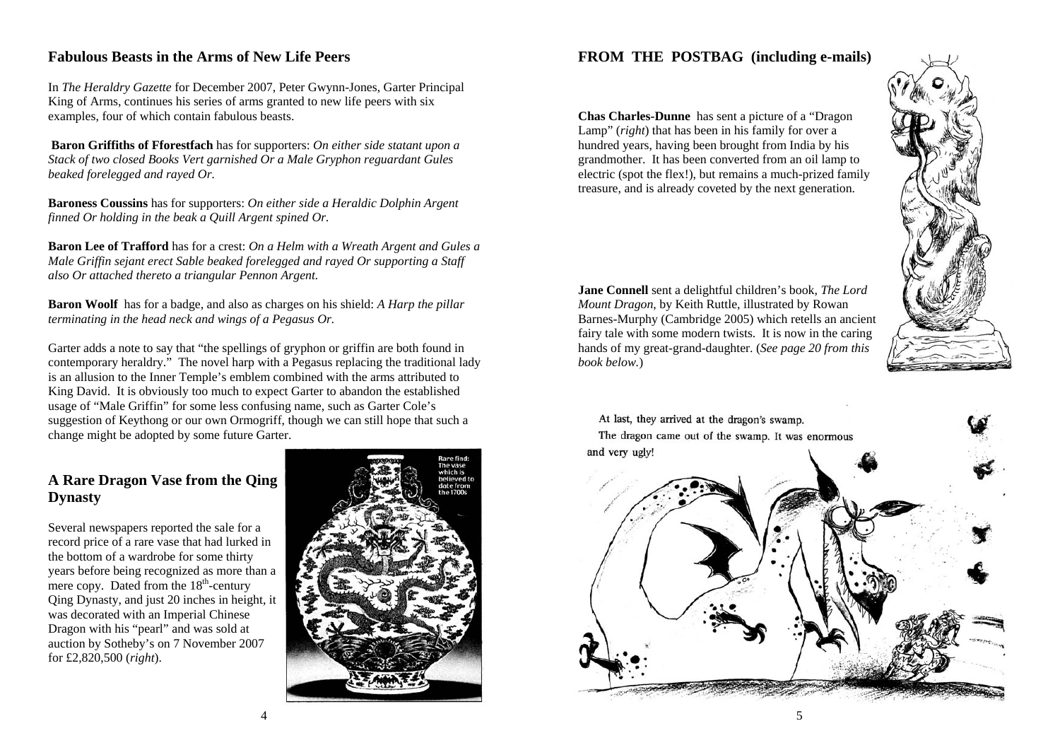## Fabulous Beasts in the Arms of New Life Peers

In *The Heraldry Gazette* for December 2007, Peter Gwynn-Jones, Garter Principal King of Arms, continues his series of arms granted to new life peers with six examples, four of which contain fabulous beasts.

**Baron Griffiths of Fforestfach** has for supporters: *On either side statant upon a Stack of two closed Books Vert garnished Or a Male Gryphon reguardant Gules beaked forelegged and rayed Or.*

**Baroness Coussins** has for supporters: *On either side a Heraldic Dolphin Argent finned Or holding in the beak a Quill Argent spined Or.*

**Baron Lee of Trafford** has for a crest: *On a Helm with a Wreath Argent and Gules a Male Griffin sejant erect Sable beaked forelegged and rayed Or supporting a Staff also Or attached thereto a triangular Pennon Argent.*

**Baron Woolf** has for a badge, and also as charges on his shield: *A Harp the pillar terminating in the head neck and wings of a Pegasus Or.*

Garter adds a note to say that "the spellings of gryphon or griffin are both found in contemporary heraldry." The novel harp with a Pegasus replacing the traditional lady is an allusion to the Inner Temple's emblem combined with the arms attributed to King David. It is obviously too much to expect Garter to abandon the established usage of "Male Griffin" for some less confusing name, such as Garter Cole's suggestion of Keythong or our own Ormogriff, though we can still hope that such a change might be adopted by some future Garter.

## A Rare Dragon Vase from the Qing Dynasty

Several newspapers reported the sale for a record price of a rare vase that had lurked in the bottom of a wardrobe for some thirty years before being recognized as more than a mere copy. Dated from the 18th-century Qing Dynasty, and just 20 inches in height, it was decorated with an Imperial Chinese Dragon with his "pearl" and was sold at auction by Sotheby's on 7 November 2007 for £2,820,500 (*right*).

Rare find: The vase which is believed to date from the 1700s

## FROM THE POSTBAG (including e-mails)

**Chas Charles-Dunne** has sent a picture of a "Dragon Lamp" (*right*) that has been in his family for over a hundred years, having been brought from India by his grandmother. It has been converted from an oil lamp to electric (spot the flex!), but remains a much-prized family treasure, and is already coveted by the next generation.

**Jane Connell** sent a delightful children's book, *The Lord Mount Dragon*, by Keith Ruttle, illustrated by Rowan Barnes-Murphy (Cambridge 2005) which retells an ancient fairy tale with some modern twists. It is now in the caring hands of my great-grand-daughter. (*See page 20 from this book below.*)

At last, they arrived at the dragon's swamp.
The dragon came out of the swamp. It was enormous and very ugly!